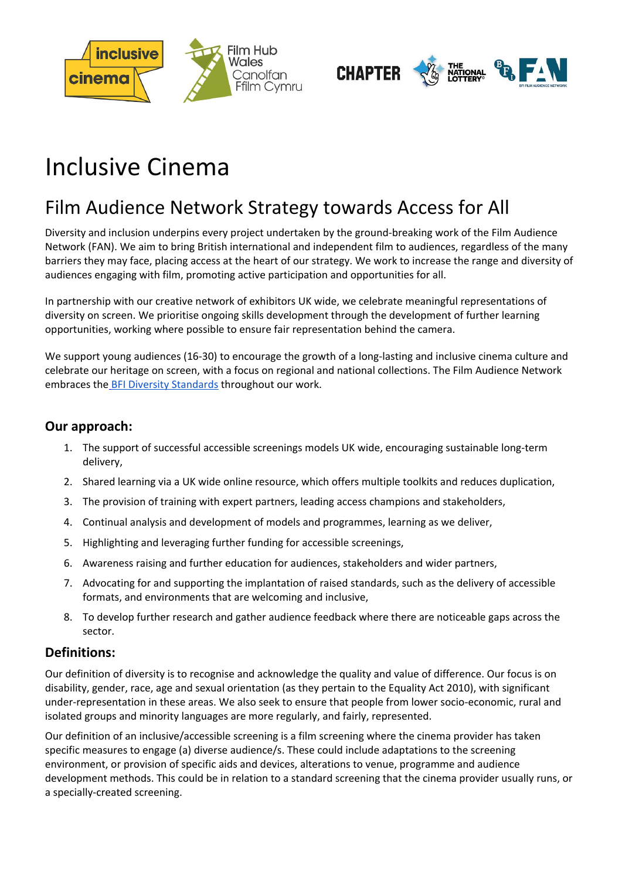# Inclusive Cinema

## Film Audience Network Strategy towards Access for All

Diversity and inclusion underpins every project undertaken by the ground-breaking work of the Film Audience Network (FAN). We aim to bring British international and independent film to audiences, regardless of the many barriers they may face, placing access at the heart of our strategy. We work to increase the range and diversity of audiences engaging with film, promoting active participation and opportunities for all.

In partnership with our creative network of exhibitors UK wide, we celebrate meaningful representations of diversity on screen. We prioritise ongoing skills development through the development of further learning opportunities, working where possible to ensure fair representation behind the camera.

We support young audiences (16-30) to encourage the growth of a long-lasting and inclusive cinema culture and celebrate our heritage on screen, with a focus on regional and national collections. The Film Audience Network embraces the BFI Diversity Standards throughout our work.

### Our approach:

1. The support of successful accessible screenings models UK wide, encouraging sustainable long-term delivery,
2. Shared learning via a UK wide online resource, which offers multiple toolkits and reduces duplication,
3. The provision of training with expert partners, leading access champions and stakeholders,
4. Continual analysis and development of models and programmes, learning as we deliver,
5. Highlighting and leveraging further funding for accessible screenings,
6. Awareness raising and further education for audiences, stakeholders and wider partners,
7. Advocating for and supporting the implantation of raised standards, such as the delivery of accessible formats, and environments that are welcoming and inclusive,
8. To develop further research and gather audience feedback where there are noticeable gaps across the sector.

### Definitions:

Our definition of diversity is to recognise and acknowledge the quality and value of difference. Our focus is on disability, gender, race, age and sexual orientation (as they pertain to the Equality Act 2010), with significant under-representation in these areas. We also seek to ensure that people from lower socio-economic, rural and isolated groups and minority languages are more regularly, and fairly, represented.

Our definition of an inclusive/accessible screening is a film screening where the cinema provider has taken specific measures to engage (a) diverse audience/s. These could include adaptations to the screening environment, or provision of specific aids and devices, alterations to venue, programme and audience development methods. This could be in relation to a standard screening that the cinema provider usually runs, or a specially-created screening.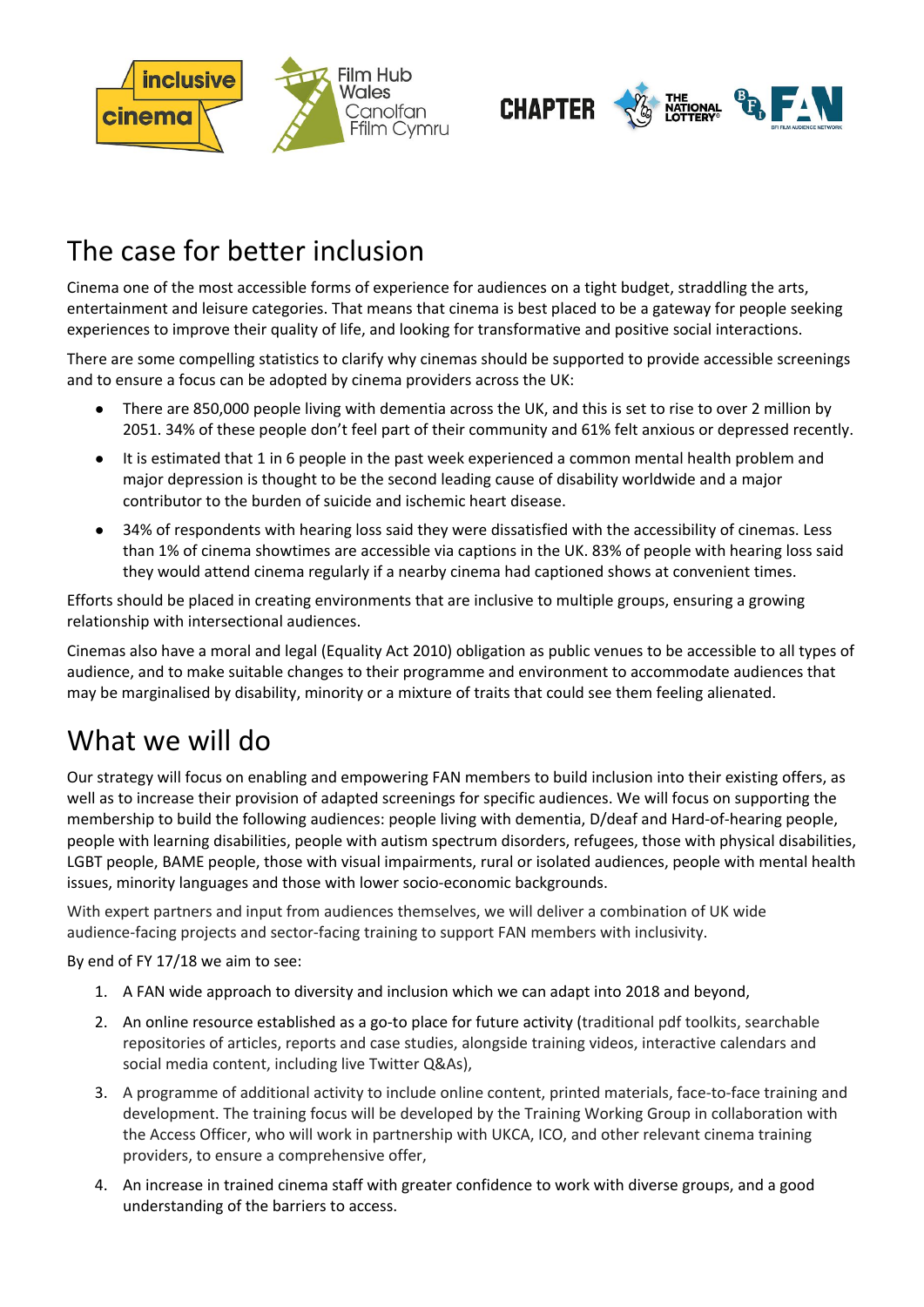## The case for better inclusion

Cinema one of the most accessible forms of experience for audiences on a tight budget, straddling the arts, entertainment and leisure categories. That means that cinema is best placed to be a gateway for people seeking experiences to improve their quality of life, and looking for transformative and positive social interactions.

There are some compelling statistics to clarify why cinemas should be supported to provide accessible screenings and to ensure a focus can be adopted by cinema providers across the UK:

- There are 850,000 people living with dementia across the UK, and this is set to rise to over 2 million by 2051. 34% of these people don't feel part of their community and 61% felt anxious or depressed recently.
- It is estimated that 1 in 6 people in the past week experienced a common mental health problem and major depression is thought to be the second leading cause of disability worldwide and a major contributor to the burden of suicide and ischemic heart disease.
- 34% of respondents with hearing loss said they were dissatisfied with the accessibility of cinemas. Less than 1% of cinema showtimes are accessible via captions in the UK. 83% of people with hearing loss said they would attend cinema regularly if a nearby cinema had captioned shows at convenient times.

Efforts should be placed in creating environments that are inclusive to multiple groups, ensuring a growing relationship with intersectional audiences.

Cinemas also have a moral and legal (Equality Act 2010) obligation as public venues to be accessible to all types of audience, and to make suitable changes to their programme and environment to accommodate audiences that may be marginalised by disability, minority or a mixture of traits that could see them feeling alienated.

## What we will do

Our strategy will focus on enabling and empowering FAN members to build inclusion into their existing offers, as well as to increase their provision of adapted screenings for specific audiences. We will focus on supporting the membership to build the following audiences: people living with dementia, D/deaf and Hard-of-hearing people, people with learning disabilities, people with autism spectrum disorders, refugees, those with physical disabilities, LGBT people, BAME people, those with visual impairments, rural or isolated audiences, people with mental health issues, minority languages and those with lower socio-economic backgrounds.

With expert partners and input from audiences themselves, we will deliver a combination of UK wide audience-facing projects and sector-facing training to support FAN members with inclusivity.

By end of FY 17/18 we aim to see:

1. A FAN wide approach to diversity and inclusion which we can adapt into 2018 and beyond,
2. An online resource established as a go-to place for future activity (traditional pdf toolkits, searchable repositories of articles, reports and case studies, alongside training videos, interactive calendars and social media content, including live Twitter Q&As),
3. A programme of additional activity to include online content, printed materials, face-to-face training and development. The training focus will be developed by the Training Working Group in collaboration with the Access Officer, who will work in partnership with UKCA, ICO, and other relevant cinema training providers, to ensure a comprehensive offer,
4. An increase in trained cinema staff with greater confidence to work with diverse groups, and a good understanding of the barriers to access.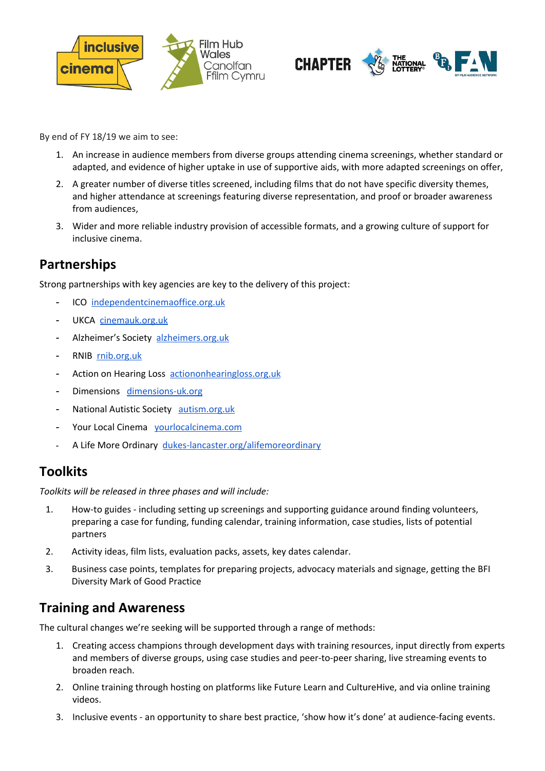By end of FY 18/19 we aim to see:

1. An increase in audience members from diverse groups attending cinema screenings, whether standard or adapted, and evidence of higher uptake in use of supportive aids, with more adapted screenings on offer,
2. A greater number of diverse titles screened, including films that do not have specific diversity themes, and higher attendance at screenings featuring diverse representation, and proof or broader awareness from audiences,
3. Wider and more reliable industry provision of accessible formats, and a growing culture of support for inclusive cinema.

## Partnerships

Strong partnerships with key agencies are key to the delivery of this project:

- ICO independentcinemaoffice.org.uk
- UKCA cinemauk.org.uk
- Alzheimer's Society alzheimers.org.uk
- RNIB rnib.org.uk
- Action on Hearing Loss actiononhearingloss.org.uk
- Dimensions dimensions-uk.org
- National Autistic Society autism.org.uk
- Your Local Cinema yourlocalcinema.com
- A Life More Ordinary dukes-lancaster.org/alifemoreordinary

## Toolkits

*Toolkits will be released in three phases and will include:*

1. How-to guides - including setting up screenings and supporting guidance around finding volunteers, preparing a case for funding, funding calendar, training information, case studies, lists of potential partners
2. Activity ideas, film lists, evaluation packs, assets, key dates calendar.
3. Business case points, templates for preparing projects, advocacy materials and signage, getting the BFI Diversity Mark of Good Practice

## Training and Awareness

The cultural changes we're seeking will be supported through a range of methods:

1. Creating access champions through development days with training resources, input directly from experts and members of diverse groups, using case studies and peer-to-peer sharing, live streaming events to broaden reach.
2. Online training through hosting on platforms like Future Learn and CultureHive, and via online training videos.
3. Inclusive events - an opportunity to share best practice, 'show how it's done' at audience-facing events.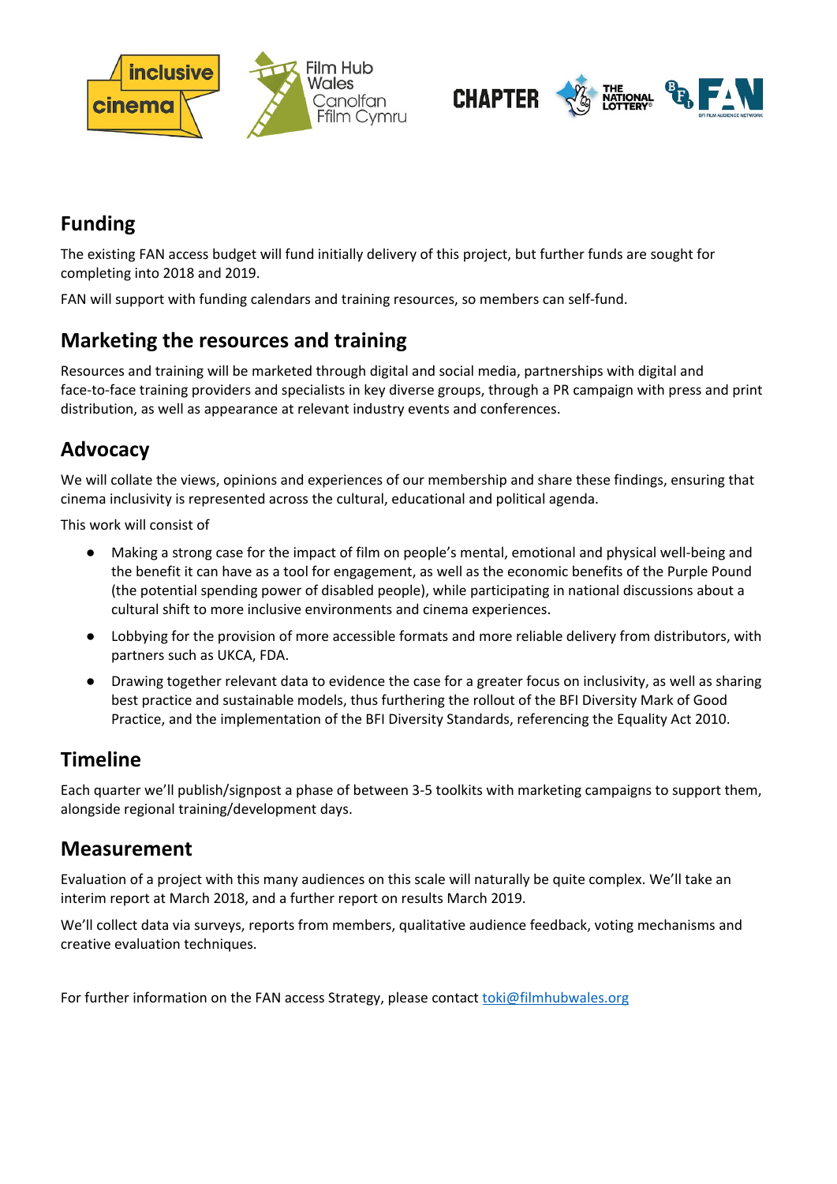## Funding

The existing FAN access budget will fund initially delivery of this project, but further funds are sought for completing into 2018 and 2019.

FAN will support with funding calendars and training resources, so members can self-fund.

## Marketing the resources and training

Resources and training will be marketed through digital and social media, partnerships with digital and face-to-face training providers and specialists in key diverse groups, through a PR campaign with press and print distribution, as well as appearance at relevant industry events and conferences.

## Advocacy

We will collate the views, opinions and experiences of our membership and share these findings, ensuring that cinema inclusivity is represented across the cultural, educational and political agenda.

This work will consist of

- Making a strong case for the impact of film on people's mental, emotional and physical well-being and the benefit it can have as a tool for engagement, as well as the economic benefits of the Purple Pound (the potential spending power of disabled people), while participating in national discussions about a cultural shift to more inclusive environments and cinema experiences.
- Lobbying for the provision of more accessible formats and more reliable delivery from distributors, with partners such as UKCA, FDA.
- Drawing together relevant data to evidence the case for a greater focus on inclusivity, as well as sharing best practice and sustainable models, thus furthering the rollout of the BFI Diversity Mark of Good Practice, and the implementation of the BFI Diversity Standards, referencing the Equality Act 2010.

## Timeline

Each quarter we'll publish/signpost a phase of between 3-5 toolkits with marketing campaigns to support them, alongside regional training/development days.

## Measurement

Evaluation of a project with this many audiences on this scale will naturally be quite complex. We'll take an interim report at March 2018, and a further report on results March 2019.

We'll collect data via surveys, reports from members, qualitative audience feedback, voting mechanisms and creative evaluation techniques.

For further information on the FAN access Strategy, please contact toki@filmhubwales.org